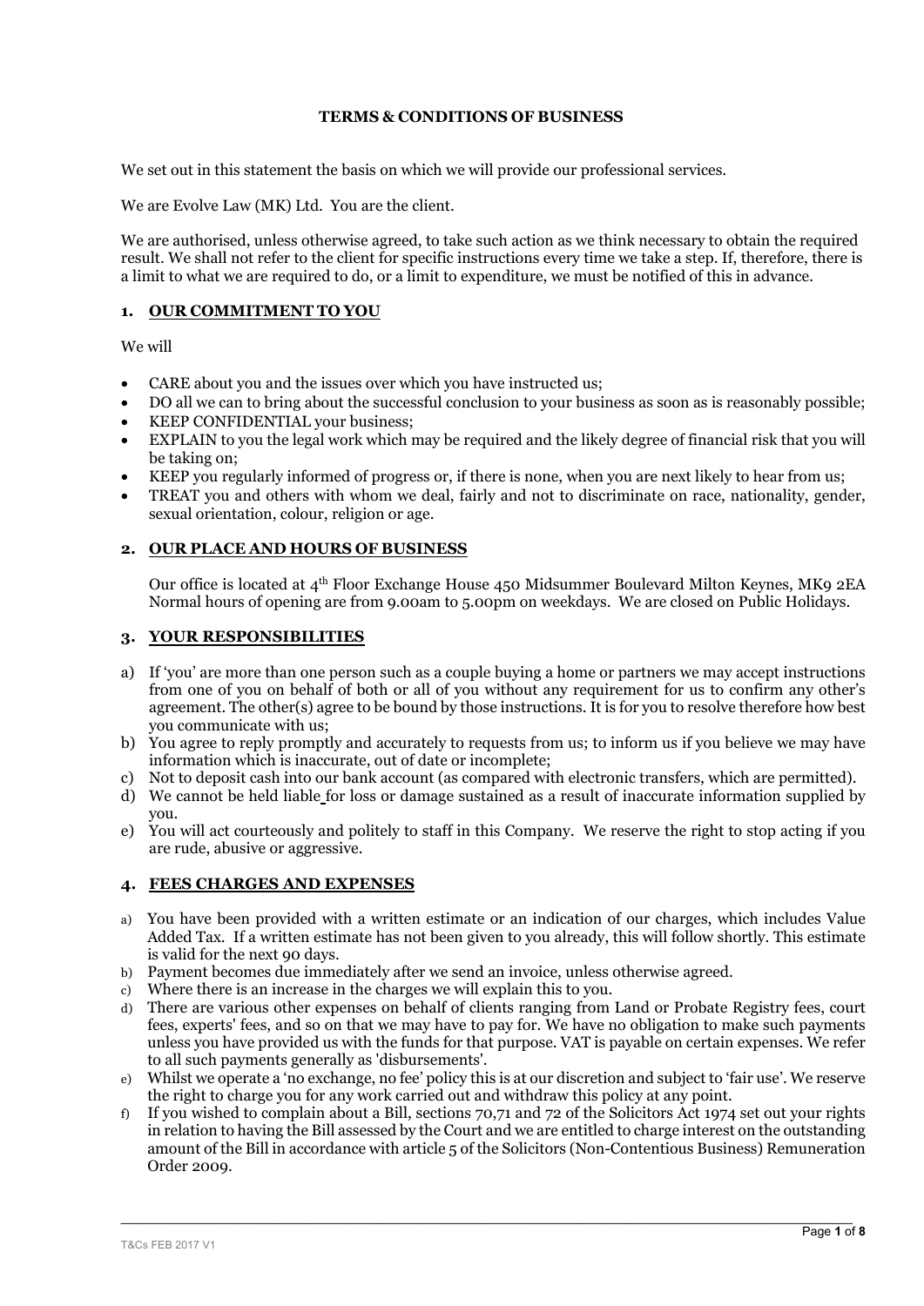# TERMS & CONDITIONS OF BUSINESS

We set out in this statement the basis on which we will provide our professional services.

We are Evolve Law (MK) Ltd. You are the client.

We are authorised, unless otherwise agreed, to take such action as we think necessary to obtain the required result. We shall not refer to the client for specific instructions every time we take a step. If, therefore, there is a limit to what we are required to do, or a limit to expenditure, we must be notified of this in advance.

## 1. OUR COMMITMENT TO YOU

We will

- CARE about you and the issues over which you have instructed us;
- DO all we can to bring about the successful conclusion to your business as soon as is reasonably possible;
- KEEP CONFIDENTIAL your business;
- EXPLAIN to you the legal work which may be required and the likely degree of financial risk that you will be taking on;
- KEEP you regularly informed of progress or, if there is none, when you are next likely to hear from us;
- TREAT you and others with whom we deal, fairly and not to discriminate on race, nationality, gender, sexual orientation, colour, religion or age.

## 2. OUR PLACE AND HOURS OF BUSINESS

Our office is located at 4th Floor Exchange House 450 Midsummer Boulevard Milton Keynes, MK9 2EA Normal hours of opening are from 9.00am to 5.00pm on weekdays. We are closed on Public Holidays.

## 3. YOUR RESPONSIBILITIES

a) If 'you' are more than one person such as a couple buying a home or partners we may accept instructions from one of you on behalf of both or all of you without any requirement for us to confirm any other's agreement. The other(s) agree to be bound by those instructions. It is for you to resolve therefore how best you communicate with us;
b) You agree to reply promptly and accurately to requests from us; to inform us if you believe we may have information which is inaccurate, out of date or incomplete;
c) Not to deposit cash into our bank account (as compared with electronic transfers, which are permitted).
d) We cannot be held liable for loss or damage sustained as a result of inaccurate information supplied by you.
e) You will act courteously and politely to staff in this Company. We reserve the right to stop acting if you are rude, abusive or aggressive.

## 4. FEES CHARGES AND EXPENSES

a) You have been provided with a written estimate or an indication of our charges, which includes Value Added Tax. If a written estimate has not been given to you already, this will follow shortly. This estimate is valid for the next 90 days.
b) Payment becomes due immediately after we send an invoice, unless otherwise agreed.
c) Where there is an increase in the charges we will explain this to you.
d) There are various other expenses on behalf of clients ranging from Land or Probate Registry fees, court fees, experts' fees, and so on that we may have to pay for. We have no obligation to make such payments unless you have provided us with the funds for that purpose. VAT is payable on certain expenses. We refer to all such payments generally as 'disbursements'.
e) Whilst we operate a 'no exchange, no fee' policy this is at our discretion and subject to 'fair use'. We reserve the right to charge you for any work carried out and withdraw this policy at any point.
f) If you wished to complain about a Bill, sections 70,71 and 72 of the Solicitors Act 1974 set out your rights in relation to having the Bill assessed by the Court and we are entitled to charge interest on the outstanding amount of the Bill in accordance with article 5 of the Solicitors (Non-Contentious Business) Remuneration Order 2009.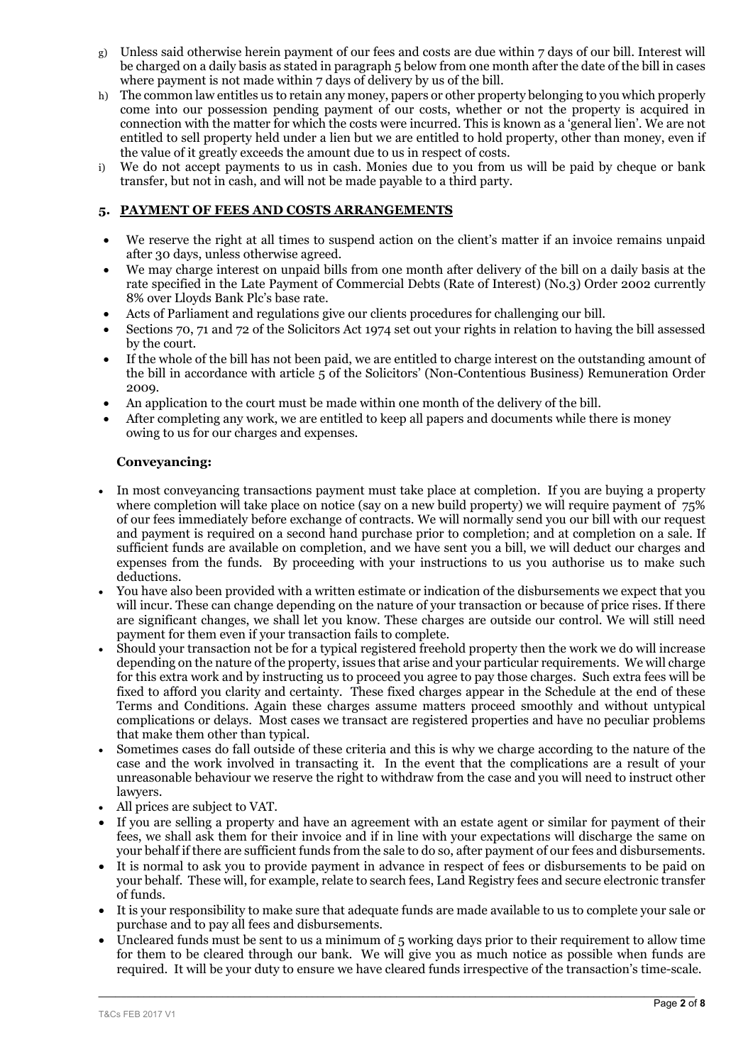g) Unless said otherwise herein payment of our fees and costs are due within 7 days of our bill. Interest will be charged on a daily basis as stated in paragraph 5 below from one month after the date of the bill in cases where payment is not made within 7 days of delivery by us of the bill.

h) The common law entitles us to retain any money, papers or other property belonging to you which properly come into our possession pending payment of our costs, whether or not the property is acquired in connection with the matter for which the costs were incurred. This is known as a 'general lien'. We are not entitled to sell property held under a lien but we are entitled to hold property, other than money, even if the value of it greatly exceeds the amount due to us in respect of costs.

i) We do not accept payments to us in cash. Monies due to you from us will be paid by cheque or bank transfer, but not in cash, and will not be made payable to a third party.

## 5. PAYMENT OF FEES AND COSTS ARRANGEMENTS

- We reserve the right at all times to suspend action on the client's matter if an invoice remains unpaid after 30 days, unless otherwise agreed.
- We may charge interest on unpaid bills from one month after delivery of the bill on a daily basis at the rate specified in the Late Payment of Commercial Debts (Rate of Interest) (No.3) Order 2002 currently 8% over Lloyds Bank Plc's base rate.
- Acts of Parliament and regulations give our clients procedures for challenging our bill.
- Sections 70, 71 and 72 of the Solicitors Act 1974 set out your rights in relation to having the bill assessed by the court.
- If the whole of the bill has not been paid, we are entitled to charge interest on the outstanding amount of the bill in accordance with article 5 of the Solicitors' (Non-Contentious Business) Remuneration Order 2009.
- An application to the court must be made within one month of the delivery of the bill.
- After completing any work, we are entitled to keep all papers and documents while there is money owing to us for our charges and expenses.

### Conveyancing:

- In most conveyancing transactions payment must take place at completion. If you are buying a property where completion will take place on notice (say on a new build property) we will require payment of 75% of our fees immediately before exchange of contracts. We will normally send you our bill with our request and payment is required on a second hand purchase prior to completion; and at completion on a sale. If sufficient funds are available on completion, and we have sent you a bill, we will deduct our charges and expenses from the funds. By proceeding with your instructions to us you authorise us to make such deductions.
- You have also been provided with a written estimate or indication of the disbursements we expect that you will incur. These can change depending on the nature of your transaction or because of price rises. If there are significant changes, we shall let you know. These charges are outside our control. We will still need payment for them even if your transaction fails to complete.
- Should your transaction not be for a typical registered freehold property then the work we do will increase depending on the nature of the property, issues that arise and your particular requirements. We will charge for this extra work and by instructing us to proceed you agree to pay those charges. Such extra fees will be fixed to afford you clarity and certainty. These fixed charges appear in the Schedule at the end of these Terms and Conditions. Again these charges assume matters proceed smoothly and without untypical complications or delays. Most cases we transact are registered properties and have no peculiar problems that make them other than typical.
- Sometimes cases do fall outside of these criteria and this is why we charge according to the nature of the case and the work involved in transacting it. In the event that the complications are a result of your unreasonable behaviour we reserve the right to withdraw from the case and you will need to instruct other lawyers.
- All prices are subject to VAT.
- If you are selling a property and have an agreement with an estate agent or similar for payment of their fees, we shall ask them for their invoice and if in line with your expectations will discharge the same on your behalf if there are sufficient funds from the sale to do so, after payment of our fees and disbursements.
- It is normal to ask you to provide payment in advance in respect of fees or disbursements to be paid on your behalf. These will, for example, relate to search fees, Land Registry fees and secure electronic transfer of funds.
- It is your responsibility to make sure that adequate funds are made available to us to complete your sale or purchase and to pay all fees and disbursements.
- Uncleared funds must be sent to us a minimum of 5 working days prior to their requirement to allow time for them to be cleared through our bank. We will give you as much notice as possible when funds are required. It will be your duty to ensure we have cleared funds irrespective of the transaction's time-scale.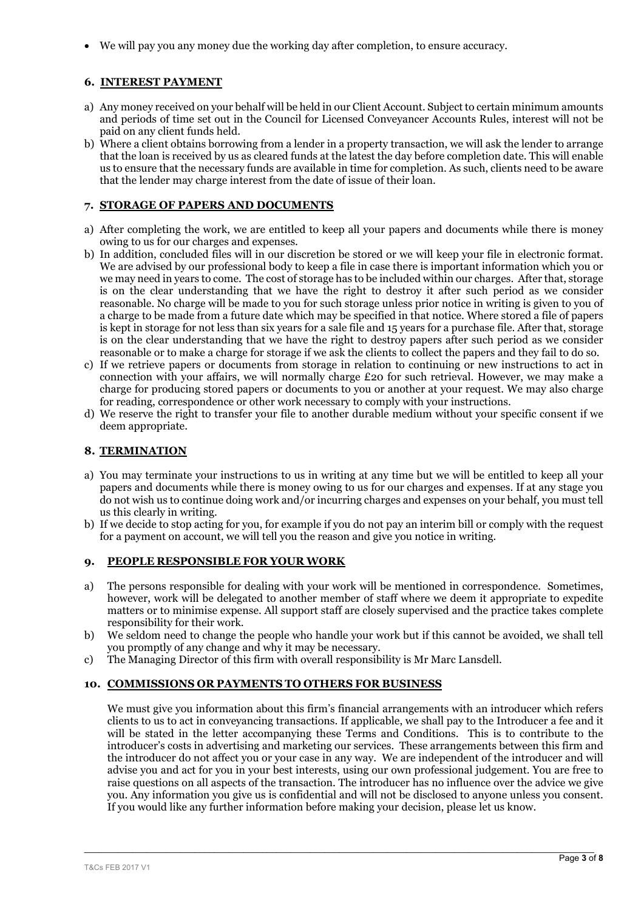- We will pay you any money due the working day after completion, to ensure accuracy.

## 6. INTEREST PAYMENT

a) Any money received on your behalf will be held in our Client Account. Subject to certain minimum amounts and periods of time set out in the Council for Licensed Conveyancer Accounts Rules, interest will not be paid on any client funds held.

b) Where a client obtains borrowing from a lender in a property transaction, we will ask the lender to arrange that the loan is received by us as cleared funds at the latest the day before completion date. This will enable us to ensure that the necessary funds are available in time for completion. As such, clients need to be aware that the lender may charge interest from the date of issue of their loan.

## 7. STORAGE OF PAPERS AND DOCUMENTS

a) After completing the work, we are entitled to keep all your papers and documents while there is money owing to us for our charges and expenses.

b) In addition, concluded files will in our discretion be stored or we will keep your file in electronic format. We are advised by our professional body to keep a file in case there is important information which you or we may need in years to come. The cost of storage has to be included within our charges. After that, storage is on the clear understanding that we have the right to destroy it after such period as we consider reasonable. No charge will be made to you for such storage unless prior notice in writing is given to you of a charge to be made from a future date which may be specified in that notice. Where stored a file of papers is kept in storage for not less than six years for a sale file and 15 years for a purchase file. After that, storage is on the clear understanding that we have the right to destroy papers after such period as we consider reasonable or to make a charge for storage if we ask the clients to collect the papers and they fail to do so.

c) If we retrieve papers or documents from storage in relation to continuing or new instructions to act in connection with your affairs, we will normally charge £20 for such retrieval. However, we may make a charge for producing stored papers or documents to you or another at your request. We may also charge for reading, correspondence or other work necessary to comply with your instructions.

d) We reserve the right to transfer your file to another durable medium without your specific consent if we deem appropriate.

## 8. TERMINATION

a) You may terminate your instructions to us in writing at any time but we will be entitled to keep all your papers and documents while there is money owing to us for our charges and expenses. If at any stage you do not wish us to continue doing work and/or incurring charges and expenses on your behalf, you must tell us this clearly in writing.

b) If we decide to stop acting for you, for example if you do not pay an interim bill or comply with the request for a payment on account, we will tell you the reason and give you notice in writing.

## 9. PEOPLE RESPONSIBLE FOR YOUR WORK

a) The persons responsible for dealing with your work will be mentioned in correspondence. Sometimes, however, work will be delegated to another member of staff where we deem it appropriate to expedite matters or to minimise expense. All support staff are closely supervised and the practice takes complete responsibility for their work.

b) We seldom need to change the people who handle your work but if this cannot be avoided, we shall tell you promptly of any change and why it may be necessary.

c) The Managing Director of this firm with overall responsibility is Mr Marc Lansdell.

## 10. COMMISSIONS OR PAYMENTS TO OTHERS FOR BUSINESS

We must give you information about this firm's financial arrangements with an introducer which refers clients to us to act in conveyancing transactions. If applicable, we shall pay to the Introducer a fee and it will be stated in the letter accompanying these Terms and Conditions. This is to contribute to the introducer's costs in advertising and marketing our services. These arrangements between this firm and the introducer do not affect you or your case in any way. We are independent of the introducer and will advise you and act for you in your best interests, using our own professional judgement. You are free to raise questions on all aspects of the transaction. The introducer has no influence over the advice we give you. Any information you give us is confidential and will not be disclosed to anyone unless you consent. If you would like any further information before making your decision, please let us know.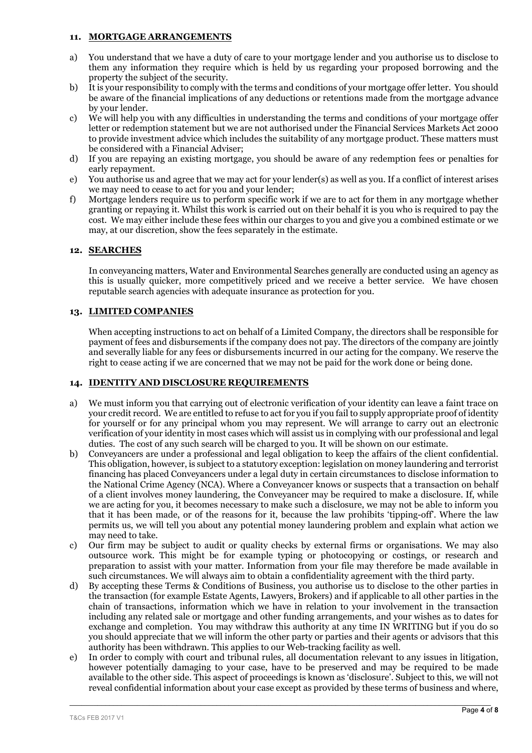## 11. MORTGAGE ARRANGEMENTS

a) You understand that we have a duty of care to your mortgage lender and you authorise us to disclose to them any information they require which is held by us regarding your proposed borrowing and the property the subject of the security.

b) It is your responsibility to comply with the terms and conditions of your mortgage offer letter. You should be aware of the financial implications of any deductions or retentions made from the mortgage advance by your lender.

c) We will help you with any difficulties in understanding the terms and conditions of your mortgage offer letter or redemption statement but we are not authorised under the Financial Services Markets Act 2000 to provide investment advice which includes the suitability of any mortgage product. These matters must be considered with a Financial Adviser;

d) If you are repaying an existing mortgage, you should be aware of any redemption fees or penalties for early repayment.

e) You authorise us and agree that we may act for your lender(s) as well as you. If a conflict of interest arises we may need to cease to act for you and your lender;

f) Mortgage lenders require us to perform specific work if we are to act for them in any mortgage whether granting or repaying it. Whilst this work is carried out on their behalf it is you who is required to pay the cost. We may either include these fees within our charges to you and give you a combined estimate or we may, at our discretion, show the fees separately in the estimate.

## 12. SEARCHES

In conveyancing matters, Water and Environmental Searches generally are conducted using an agency as this is usually quicker, more competitively priced and we receive a better service. We have chosen reputable search agencies with adequate insurance as protection for you.

## 13. LIMITED COMPANIES

When accepting instructions to act on behalf of a Limited Company, the directors shall be responsible for payment of fees and disbursements if the company does not pay. The directors of the company are jointly and severally liable for any fees or disbursements incurred in our acting for the company. We reserve the right to cease acting if we are concerned that we may not be paid for the work done or being done.

## 14. IDENTITY AND DISCLOSURE REQUIREMENTS

a) We must inform you that carrying out of electronic verification of your identity can leave a faint trace on your credit record. We are entitled to refuse to act for you if you fail to supply appropriate proof of identity for yourself or for any principal whom you may represent. We will arrange to carry out an electronic verification of your identity in most cases which will assist us in complying with our professional and legal duties. The cost of any such search will be charged to you. It will be shown on our estimate.

b) Conveyancers are under a professional and legal obligation to keep the affairs of the client confidential. This obligation, however, is subject to a statutory exception: legislation on money laundering and terrorist financing has placed Conveyancers under a legal duty in certain circumstances to disclose information to the National Crime Agency (NCA). Where a Conveyancer knows or suspects that a transaction on behalf of a client involves money laundering, the Conveyancer may be required to make a disclosure. If, while we are acting for you, it becomes necessary to make such a disclosure, we may not be able to inform you that it has been made, or of the reasons for it, because the law prohibits 'tipping-off'. Where the law permits us, we will tell you about any potential money laundering problem and explain what action we may need to take.

c) Our firm may be subject to audit or quality checks by external firms or organisations. We may also outsource work. This might be for example typing or photocopying or costings, or research and preparation to assist with your matter. Information from your file may therefore be made available in such circumstances. We will always aim to obtain a confidentiality agreement with the third party.

d) By accepting these Terms & Conditions of Business, you authorise us to disclose to the other parties in the transaction (for example Estate Agents, Lawyers, Brokers) and if applicable to all other parties in the chain of transactions, information which we have in relation to your involvement in the transaction including any related sale or mortgage and other funding arrangements, and your wishes as to dates for exchange and completion. You may withdraw this authority at any time IN WRITING but if you do so you should appreciate that we will inform the other party or parties and their agents or advisors that this authority has been withdrawn. This applies to our Web-tracking facility as well.

e) In order to comply with court and tribunal rules, all documentation relevant to any issues in litigation, however potentially damaging to your case, have to be preserved and may be required to be made available to the other side. This aspect of proceedings is known as 'disclosure'. Subject to this, we will not reveal confidential information about your case except as provided by these terms of business and where,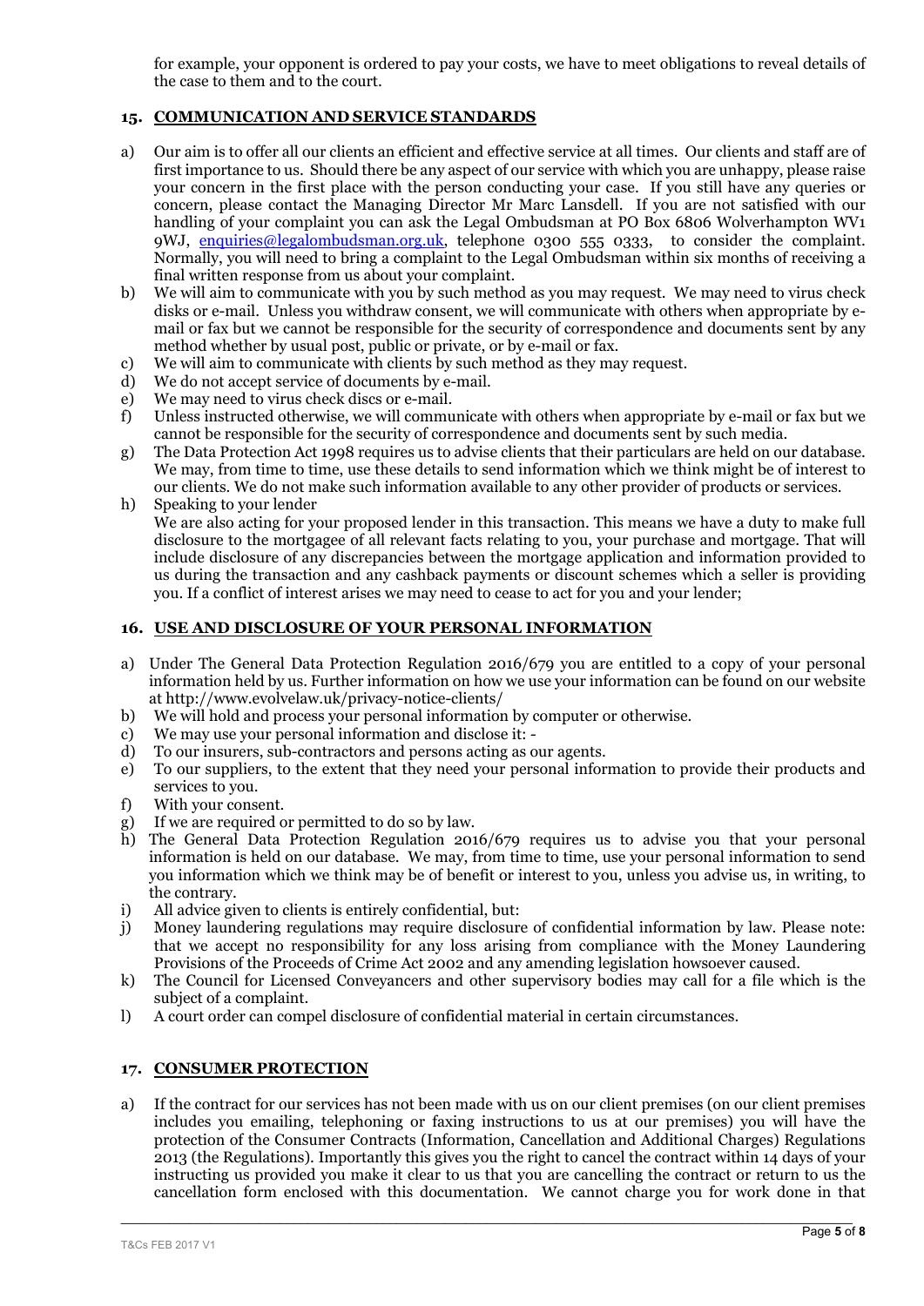for example, your opponent is ordered to pay your costs, we have to meet obligations to reveal details of the case to them and to the court.

## 15. COMMUNICATION AND SERVICE STANDARDS

a) Our aim is to offer all our clients an efficient and effective service at all times. Our clients and staff are of first importance to us. Should there be any aspect of our service with which you are unhappy, please raise your concern in the first place with the person conducting your case. If you still have any queries or concern, please contact the Managing Director Mr Marc Lansdell. If you are not satisfied with our handling of your complaint you can ask the Legal Ombudsman at PO Box 6806 Wolverhampton WV1 9WJ, enquiries@legalombudsman.org.uk, telephone 0300 555 0333, to consider the complaint. Normally, you will need to bring a complaint to the Legal Ombudsman within six months of receiving a final written response from us about your complaint.

b) We will aim to communicate with you by such method as you may request. We may need to virus check disks or e-mail. Unless you withdraw consent, we will communicate with others when appropriate by e-mail or fax but we cannot be responsible for the security of correspondence and documents sent by any method whether by usual post, public or private, or by e-mail or fax.

c) We will aim to communicate with clients by such method as they may request.

d) We do not accept service of documents by e-mail.

e) We may need to virus check discs or e-mail.

f) Unless instructed otherwise, we will communicate with others when appropriate by e-mail or fax but we cannot be responsible for the security of correspondence and documents sent by such media.

g) The Data Protection Act 1998 requires us to advise clients that their particulars are held on our database. We may, from time to time, use these details to send information which we think might be of interest to our clients. We do not make such information available to any other provider of products or services.

h) Speaking to your lender
We are also acting for your proposed lender in this transaction. This means we have a duty to make full disclosure to the mortgagee of all relevant facts relating to you, your purchase and mortgage. That will include disclosure of any discrepancies between the mortgage application and information provided to us during the transaction and any cashback payments or discount schemes which a seller is providing you. If a conflict of interest arises we may need to cease to act for you and your lender;

## 16. USE AND DISCLOSURE OF YOUR PERSONAL INFORMATION

a) Under The General Data Protection Regulation 2016/679 you are entitled to a copy of your personal information held by us. Further information on how we use your information can be found on our website at http://www.evolvelaw.uk/privacy-notice-clients/

b) We will hold and process your personal information by computer or otherwise.

c) We may use your personal information and disclose it: -

d) To our insurers, sub-contractors and persons acting as our agents.

e) To our suppliers, to the extent that they need your personal information to provide their products and services to you.

f) With your consent.

g) If we are required or permitted to do so by law.

h) The General Data Protection Regulation 2016/679 requires us to advise you that your personal information is held on our database. We may, from time to time, use your personal information to send you information which we think may be of benefit or interest to you, unless you advise us, in writing, to the contrary.

i) All advice given to clients is entirely confidential, but:

j) Money laundering regulations may require disclosure of confidential information by law. Please note: that we accept no responsibility for any loss arising from compliance with the Money Laundering Provisions of the Proceeds of Crime Act 2002 and any amending legislation howsoever caused.

k) The Council for Licensed Conveyancers and other supervisory bodies may call for a file which is the subject of a complaint.

l) A court order can compel disclosure of confidential material in certain circumstances.

## 17. CONSUMER PROTECTION

a) If the contract for our services has not been made with us on our client premises (on our client premises includes you emailing, telephoning or faxing instructions to us at our premises) you will have the protection of the Consumer Contracts (Information, Cancellation and Additional Charges) Regulations 2013 (the Regulations). Importantly this gives you the right to cancel the contract within 14 days of your instructing us provided you make it clear to us that you are cancelling the contract or return to us the cancellation form enclosed with this documentation. We cannot charge you for work done in that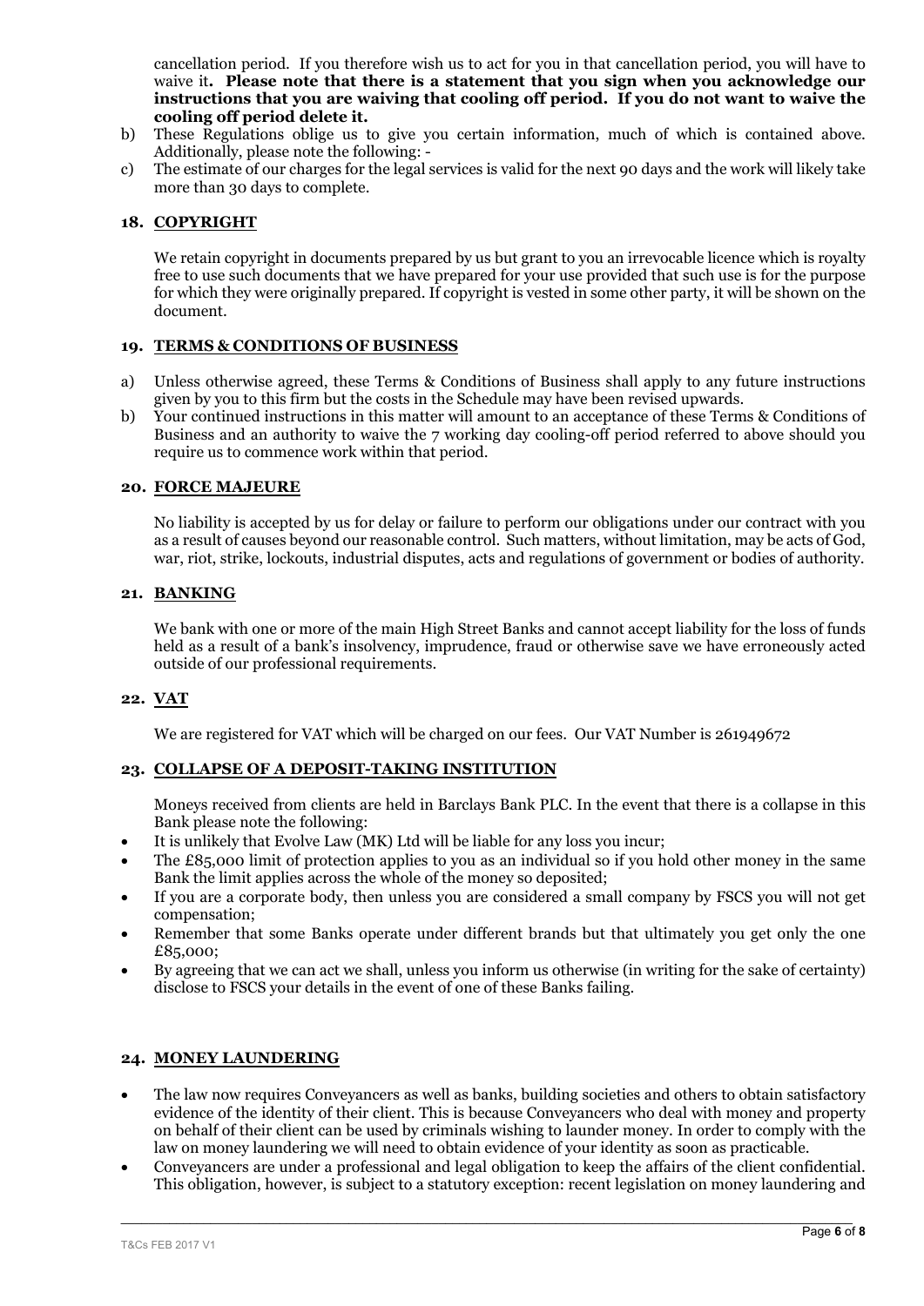cancellation period. If you therefore wish us to act for you in that cancellation period, you will have to waive it**. Please note that there is a statement that you sign when you acknowledge our instructions that you are waiving that cooling off period. If you do not want to waive the cooling off period delete it.**

b) These Regulations oblige us to give you certain information, much of which is contained above. Additionally, please note the following: -

c) The estimate of our charges for the legal services is valid for the next 90 days and the work will likely take more than 30 days to complete.

## 18. COPYRIGHT

We retain copyright in documents prepared by us but grant to you an irrevocable licence which is royalty free to use such documents that we have prepared for your use provided that such use is for the purpose for which they were originally prepared. If copyright is vested in some other party, it will be shown on the document.

## 19. TERMS & CONDITIONS OF BUSINESS

a) Unless otherwise agreed, these Terms & Conditions of Business shall apply to any future instructions given by you to this firm but the costs in the Schedule may have been revised upwards.

b) Your continued instructions in this matter will amount to an acceptance of these Terms & Conditions of Business and an authority to waive the 7 working day cooling-off period referred to above should you require us to commence work within that period.

## 20. FORCE MAJEURE

No liability is accepted by us for delay or failure to perform our obligations under our contract with you as a result of causes beyond our reasonable control. Such matters, without limitation, may be acts of God, war, riot, strike, lockouts, industrial disputes, acts and regulations of government or bodies of authority.

## 21. BANKING

We bank with one or more of the main High Street Banks and cannot accept liability for the loss of funds held as a result of a bank's insolvency, imprudence, fraud or otherwise save we have erroneously acted outside of our professional requirements.

## 22. VAT

We are registered for VAT which will be charged on our fees. Our VAT Number is 261949672

## 23. COLLAPSE OF A DEPOSIT-TAKING INSTITUTION

Moneys received from clients are held in Barclays Bank PLC. In the event that there is a collapse in this Bank please note the following:

- It is unlikely that Evolve Law (MK) Ltd will be liable for any loss you incur;
- The £85,000 limit of protection applies to you as an individual so if you hold other money in the same Bank the limit applies across the whole of the money so deposited;
- If you are a corporate body, then unless you are considered a small company by FSCS you will not get compensation;
- Remember that some Banks operate under different brands but that ultimately you get only the one £85,000;
- By agreeing that we can act we shall, unless you inform us otherwise (in writing for the sake of certainty) disclose to FSCS your details in the event of one of these Banks failing.

## 24. MONEY LAUNDERING

- The law now requires Conveyancers as well as banks, building societies and others to obtain satisfactory evidence of the identity of their client. This is because Conveyancers who deal with money and property on behalf of their client can be used by criminals wishing to launder money. In order to comply with the law on money laundering we will need to obtain evidence of your identity as soon as practicable.
- Conveyancers are under a professional and legal obligation to keep the affairs of the client confidential. This obligation, however, is subject to a statutory exception: recent legislation on money laundering and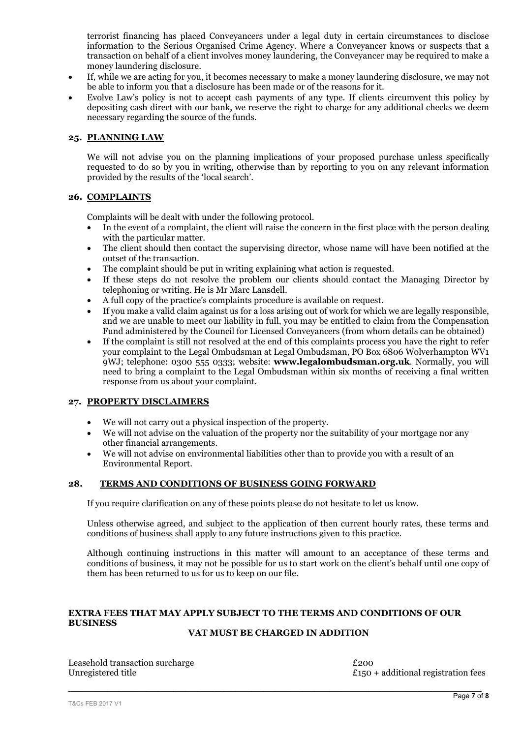terrorist financing has placed Conveyancers under a legal duty in certain circumstances to disclose information to the Serious Organised Crime Agency. Where a Conveyancer knows or suspects that a transaction on behalf of a client involves money laundering, the Conveyancer may be required to make a money laundering disclosure.

- If, while we are acting for you, it becomes necessary to make a money laundering disclosure, we may not be able to inform you that a disclosure has been made or of the reasons for it.
- Evolve Law's policy is not to accept cash payments of any type. If clients circumvent this policy by depositing cash direct with our bank, we reserve the right to charge for any additional checks we deem necessary regarding the source of the funds.

## 25. PLANNING LAW

We will not advise you on the planning implications of your proposed purchase unless specifically requested to do so by you in writing, otherwise than by reporting to you on any relevant information provided by the results of the 'local search'.

## 26. COMPLAINTS

Complaints will be dealt with under the following protocol.

- In the event of a complaint, the client will raise the concern in the first place with the person dealing with the particular matter.
- The client should then contact the supervising director, whose name will have been notified at the outset of the transaction.
- The complaint should be put in writing explaining what action is requested.
- If these steps do not resolve the problem our clients should contact the Managing Director by telephoning or writing. He is Mr Marc Lansdell.
- A full copy of the practice's complaints procedure is available on request.
- If you make a valid claim against us for a loss arising out of work for which we are legally responsible, and we are unable to meet our liability in full, you may be entitled to claim from the Compensation Fund administered by the Council for Licensed Conveyancers (from whom details can be obtained)
- If the complaint is still not resolved at the end of this complaints process you have the right to refer your complaint to the Legal Ombudsman at Legal Ombudsman, PO Box 6806 Wolverhampton WV1 9WJ; telephone: 0300 555 0333; website: **www.legalombudsman.org.uk**. Normally, you will need to bring a complaint to the Legal Ombudsman within six months of receiving a final written response from us about your complaint.

## 27. PROPERTY DISCLAIMERS

- We will not carry out a physical inspection of the property.
- We will not advise on the valuation of the property nor the suitability of your mortgage nor any other financial arrangements.
- We will not advise on environmental liabilities other than to provide you with a result of an Environmental Report.

## 28. TERMS AND CONDITIONS OF BUSINESS GOING FORWARD

If you require clarification on any of these points please do not hesitate to let us know.

Unless otherwise agreed, and subject to the application of then current hourly rates, these terms and conditions of business shall apply to any future instructions given to this practice.

Although continuing instructions in this matter will amount to an acceptance of these terms and conditions of business, it may not be possible for us to start work on the client's behalf until one copy of them has been returned to us for us to keep on our file.

**EXTRA FEES THAT MAY APPLY SUBJECT TO THE TERMS AND CONDITIONS OF OUR BUSINESS**

**VAT MUST BE CHARGED IN ADDITION**

| | |
|---|---|
| Leasehold transaction surcharge | £200 |
| Unregistered title | £150 + additional registration fees |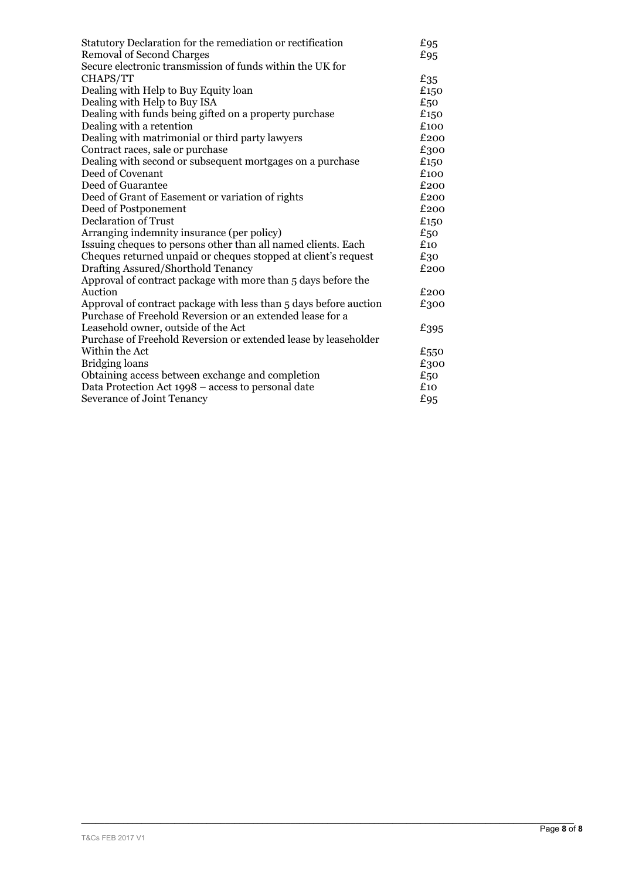| | |
|---|---|
| Statutory Declaration for the remediation or rectification | £95 |
| Removal of Second Charges | £95 |
| Secure electronic transmission of funds within the UK for CHAPS/TT | £35 |
| Dealing with Help to Buy Equity loan | £150 |
| Dealing with Help to Buy ISA | £50 |
| Dealing with funds being gifted on a property purchase | £150 |
| Dealing with a retention | £100 |
| Dealing with matrimonial or third party lawyers | £200 |
| Contract races, sale or purchase | £300 |
| Dealing with second or subsequent mortgages on a purchase | £150 |
| Deed of Covenant | £100 |
| Deed of Guarantee | £200 |
| Deed of Grant of Easement or variation of rights | £200 |
| Deed of Postponement | £200 |
| Declaration of Trust | £150 |
| Arranging indemnity insurance (per policy) | £50 |
| Issuing cheques to persons other than all named clients. Each | £10 |
| Cheques returned unpaid or cheques stopped at client's request | £30 |
| Drafting Assured/Shorthold Tenancy | £200 |
| Approval of contract package with more than 5 days before the Auction | £200 |
| Approval of contract package with less than 5 days before auction | £300 |
| Purchase of Freehold Reversion or an extended lease for a Leasehold owner, outside of the Act | £395 |
| Purchase of Freehold Reversion or extended lease by leaseholder Within the Act | £550 |
| Bridging loans | £300 |
| Obtaining access between exchange and completion | £50 |
| Data Protection Act 1998 – access to personal date | £10 |
| Severance of Joint Tenancy | £95 |

T&Cs FEB 2017 V1